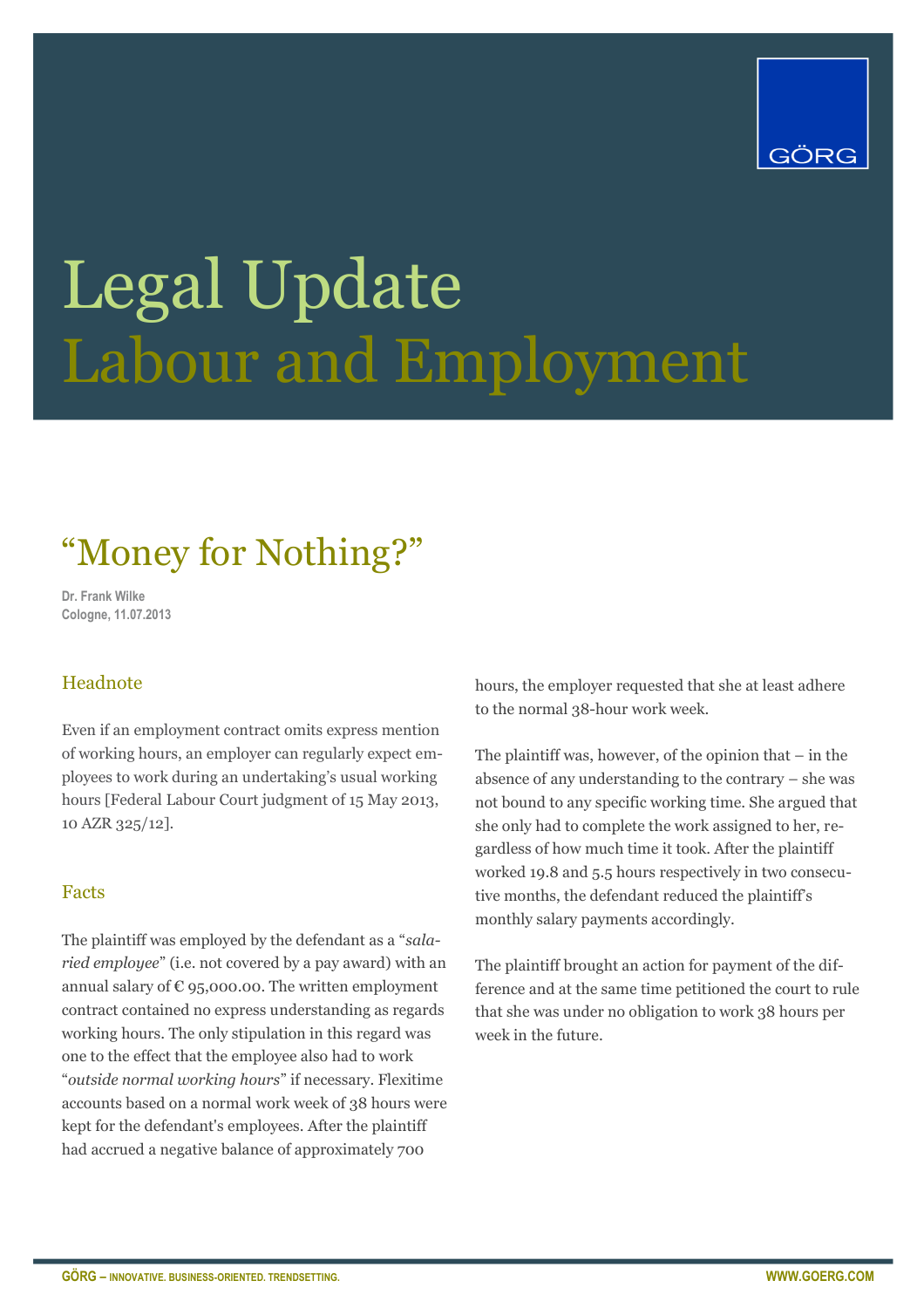GÖRG

# Legal Update
# Labour and Employment

## "Money for Nothing?"

**Dr. Frank Wilke**
**Cologne, 11.07.2013**

### Headnote

Even if an employment contract omits express mention of working hours, an employer can regularly expect employees to work during an undertaking's usual working hours [Federal Labour Court judgment of 15 May 2013, 10 AZR 325/12].

### Facts

The plaintiff was employed by the defendant as a "*salaried employee*" (i.e. not covered by a pay award) with an annual salary of € 95,000.00. The written employment contract contained no express understanding as regards working hours. The only stipulation in this regard was one to the effect that the employee also had to work "*outside normal working hours*" if necessary. Flexitime accounts based on a normal work week of 38 hours were kept for the defendant's employees. After the plaintiff had accrued a negative balance of approximately 700 hours, the employer requested that she at least adhere to the normal 38-hour work week.

The plaintiff was, however, of the opinion that – in the absence of any understanding to the contrary – she was not bound to any specific working time. She argued that she only had to complete the work assigned to her, regardless of how much time it took. After the plaintiff worked 19.8 and 5.5 hours respectively in two consecutive months, the defendant reduced the plaintiff's monthly salary payments accordingly.

The plaintiff brought an action for payment of the difference and at the same time petitioned the court to rule that she was under no obligation to work 38 hours per week in the future.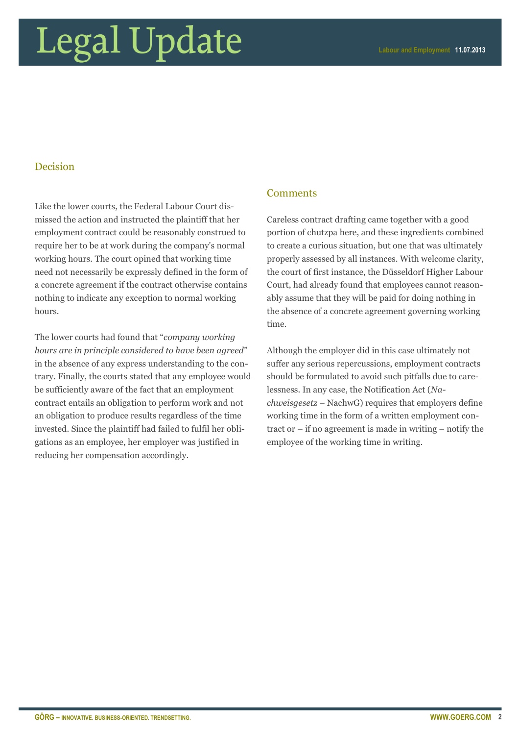## Decision

Like the lower courts, the Federal Labour Court dismissed the action and instructed the plaintiff that her employment contract could be reasonably construed to require her to be at work during the company's normal working hours. The court opined that working time need not necessarily be expressly defined in the form of a concrete agreement if the contract otherwise contains nothing to indicate any exception to normal working hours.

The lower courts had found that "*company working hours are in principle considered to have been agreed*" in the absence of any express understanding to the contrary. Finally, the courts stated that any employee would be sufficiently aware of the fact that an employment contract entails an obligation to perform work and not an obligation to produce results regardless of the time invested. Since the plaintiff had failed to fulfil her obligations as an employee, her employer was justified in reducing her compensation accordingly.

## Comments

Careless contract drafting came together with a good portion of chutzpa here, and these ingredients combined to create a curious situation, but one that was ultimately properly assessed by all instances. With welcome clarity, the court of first instance, the Düsseldorf Higher Labour Court, had already found that employees cannot reasonably assume that they will be paid for doing nothing in the absence of a concrete agreement governing working time.

Although the employer did in this case ultimately not suffer any serious repercussions, employment contracts should be formulated to avoid such pitfalls due to carelessness. In any case, the Notification Act (*Nachweisgesetz* – NachwG) requires that employers define working time in the form of a written employment contract or – if no agreement is made in writing – notify the employee of the working time in writing.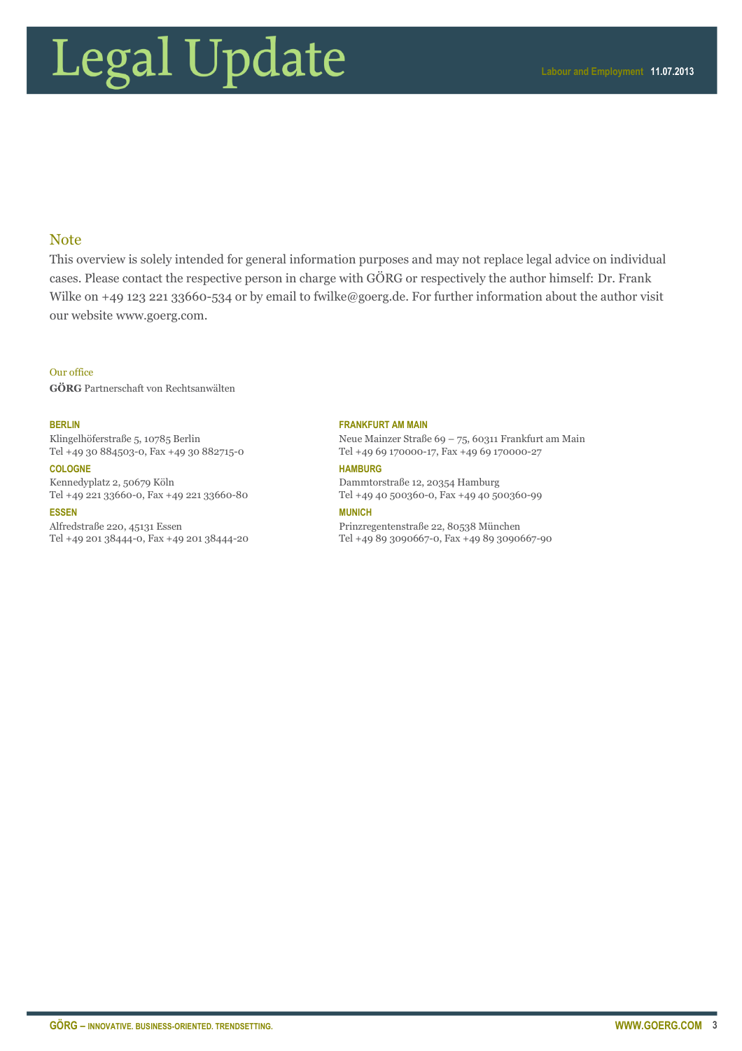## Note

This overview is solely intended for general information purposes and may not replace legal advice on individual cases. Please contact the respective person in charge with GÖRG or respectively the author himself: Dr. Frank Wilke on +49 123 221 33660-534 or by email to fwilke@goerg.de. For further information about the author visit our website www.goerg.com.

Our office

**GÖRG** Partnerschaft von Rechtsanwälten

**BERLIN**
Klingelhöferstraße 5, 10785 Berlin
Tel +49 30 884503-0, Fax +49 30 882715-0

**COLOGNE**
Kennedyplatz 2, 50679 Köln
Tel +49 221 33660-0, Fax +49 221 33660-80

**ESSEN**
Alfredstraße 220, 45131 Essen
Tel +49 201 38444-0, Fax +49 201 38444-20

**FRANKFURT AM MAIN**
Neue Mainzer Straße 69 – 75, 60311 Frankfurt am Main
Tel +49 69 170000-17, Fax +49 69 170000-27

**HAMBURG**
Dammtorstraße 12, 20354 Hamburg
Tel +49 40 500360-0, Fax +49 40 500360-99

**MUNICH**
Prinzregentenstraße 22, 80538 München
Tel +49 89 3090667-0, Fax +49 89 3090667-90